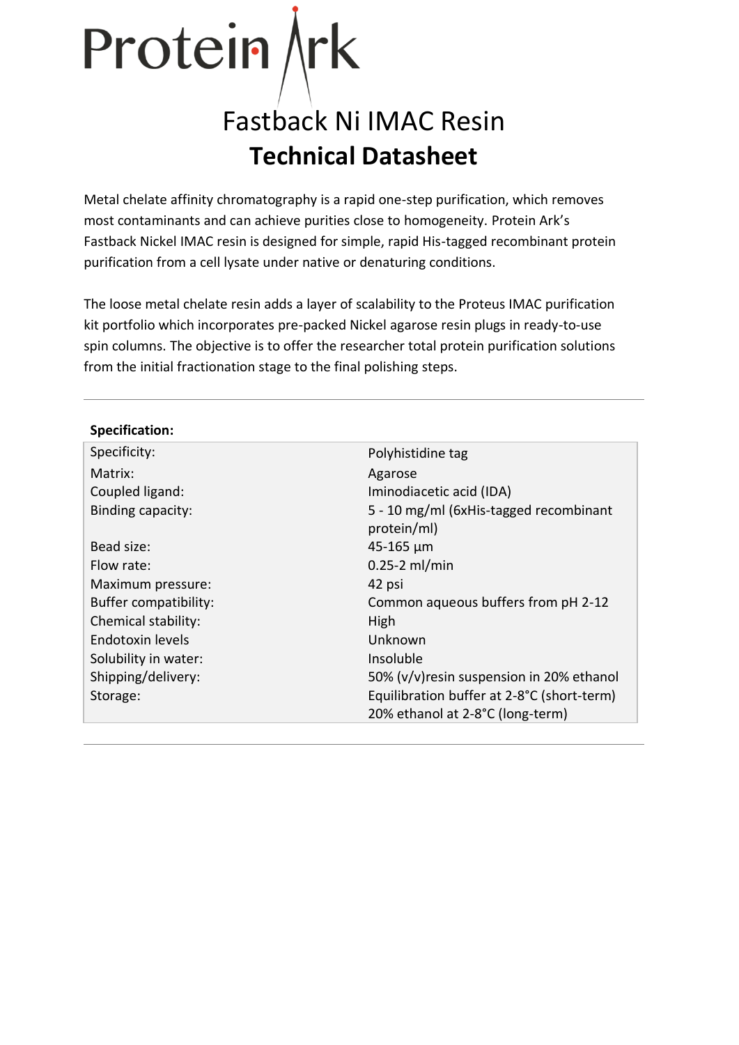# Protein Ark

## Fastback Ni IMAC Resin

## **Technical Datasheet**

Metal chelate affinity chromatography is a rapid one-step purification, which removes most contaminants and can achieve purities close to homogeneity. Protein Ark's Fastback Nickel IMAC resin is designed for simple, rapid His-tagged recombinant protein purification from a cell lysate under native or denaturing conditions.

The loose metal chelate resin adds a layer of scalability to the Proteus IMAC purification kit portfolio which incorporates pre-packed Nickel agarose resin plugs in ready-to-use spin columns. The objective is to offer the researcher total protein purification solutions from the initial fractionation stage to the final polishing steps.

---

**Specification:**

| | |
|---|---|
| Specificity: | Polyhistidine tag |
| Matrix: | Agarose |
| Coupled ligand: | Iminodiacetic acid (IDA) |
| Binding capacity: | 5 - 10 mg/ml (6xHis-tagged recombinant protein/ml) |
| Bead size: | 45-165 µm |
| Flow rate: | 0.25-2 ml/min |
| Maximum pressure: | 42 psi |
| Buffer compatibility: | Common aqueous buffers from pH 2-12 |
| Chemical stability: | High |
| Endotoxin levels | Unknown |
| Solubility in water: | Insoluble |
| Shipping/delivery: | 50% (v/v)resin suspension in 20% ethanol |
| Storage: | Equilibration buffer at 2-8°C (short-term)<br>20% ethanol at 2-8°C (long-term) |

---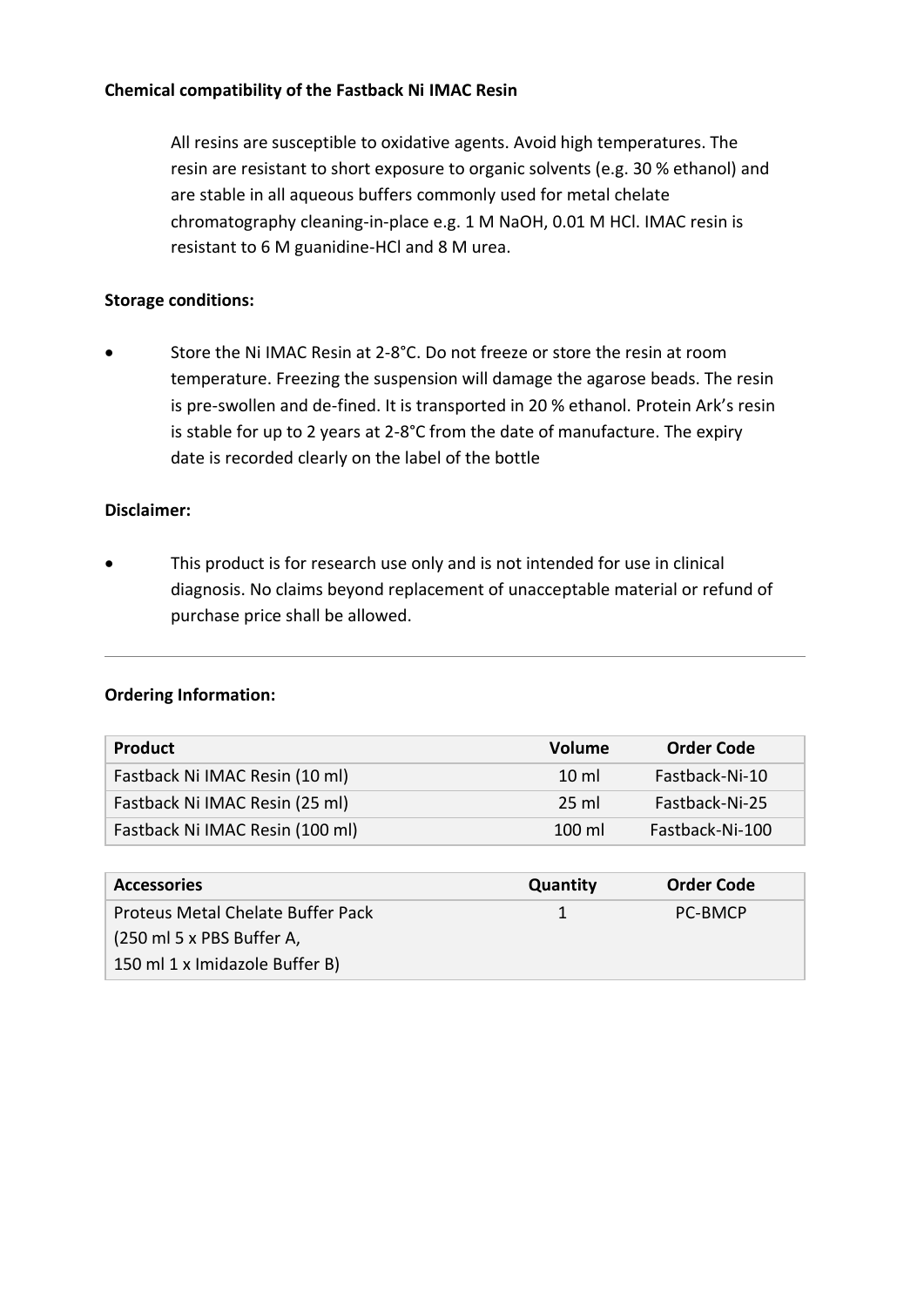**Chemical compatibility of the Fastback Ni IMAC Resin**

All resins are susceptible to oxidative agents. Avoid high temperatures. The resin are resistant to short exposure to organic solvents (e.g. 30 % ethanol) and are stable in all aqueous buffers commonly used for metal chelate chromatography cleaning-in-place e.g. 1 M NaOH, 0.01 M HCl. IMAC resin is resistant to 6 M guanidine-HCl and 8 M urea.

**Storage conditions:**

- Store the Ni IMAC Resin at 2-8°C. Do not freeze or store the resin at room temperature. Freezing the suspension will damage the agarose beads. The resin is pre-swollen and de-fined. It is transported in 20 % ethanol. Protein Ark's resin is stable for up to 2 years at 2-8°C from the date of manufacture. The expiry date is recorded clearly on the label of the bottle

**Disclaimer:**

- This product is for research use only and is not intended for use in clinical diagnosis. No claims beyond replacement of unacceptable material or refund of purchase price shall be allowed.

---

**Ordering Information:**

| Product | Volume | Order Code |
|---|---|---|
| Fastback Ni IMAC Resin (10 ml) | 10 ml | Fastback-Ni-10 |
| Fastback Ni IMAC Resin (25 ml) | 25 ml | Fastback-Ni-25 |
| Fastback Ni IMAC Resin (100 ml) | 100 ml | Fastback-Ni-100 |

| Accessories | Quantity | Order Code |
|---|---|---|
| Proteus Metal Chelate Buffer Pack (250 ml 5 x PBS Buffer A, 150 ml 1 x Imidazole Buffer B) | 1 | PC-BMCP |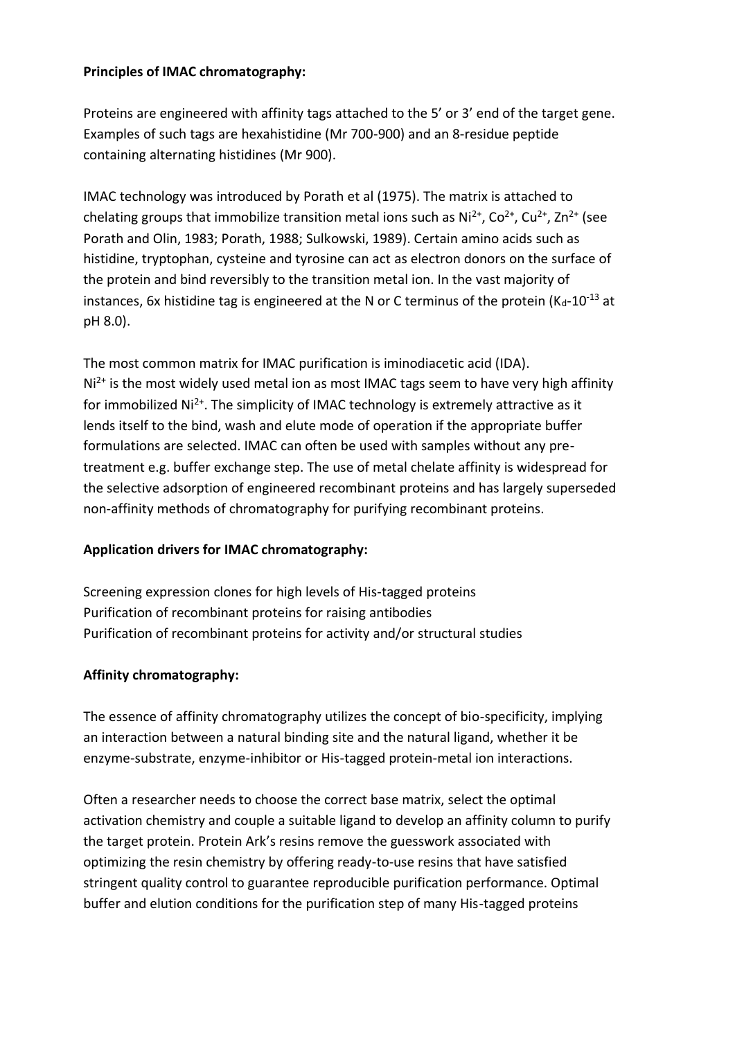**Principles of IMAC chromatography:**

Proteins are engineered with affinity tags attached to the 5' or 3' end of the target gene. Examples of such tags are hexahistidine (Mr 700-900) and an 8-residue peptide containing alternating histidines (Mr 900).

IMAC technology was introduced by Porath et al (1975). The matrix is attached to chelating groups that immobilize transition metal ions such as $Ni^{2+}$, $Co^{2+}$, $Cu^{2+}$, $Zn^{2+}$ (see Porath and Olin, 1983; Porath, 1988; Sulkowski, 1989). Certain amino acids such as histidine, tryptophan, cysteine and tyrosine can act as electron donors on the surface of the protein and bind reversibly to the transition metal ion. In the vast majority of instances, 6x histidine tag is engineered at the N or C terminus of the protein ($K_d$-$10^{-13}$ at pH 8.0).

The most common matrix for IMAC purification is iminodiacetic acid (IDA).
$Ni^{2+}$ is the most widely used metal ion as most IMAC tags seem to have very high affinity for immobilized $Ni^{2+}$. The simplicity of IMAC technology is extremely attractive as it lends itself to the bind, wash and elute mode of operation if the appropriate buffer formulations are selected. IMAC can often be used with samples without any pre-treatment e.g. buffer exchange step. The use of metal chelate affinity is widespread for the selective adsorption of engineered recombinant proteins and has largely superseded non-affinity methods of chromatography for purifying recombinant proteins.

**Application drivers for IMAC chromatography:**

Screening expression clones for high levels of His-tagged proteins
Purification of recombinant proteins for raising antibodies
Purification of recombinant proteins for activity and/or structural studies

**Affinity chromatography:**

The essence of affinity chromatography utilizes the concept of bio-specificity, implying an interaction between a natural binding site and the natural ligand, whether it be enzyme-substrate, enzyme-inhibitor or His-tagged protein-metal ion interactions.

Often a researcher needs to choose the correct base matrix, select the optimal activation chemistry and couple a suitable ligand to develop an affinity column to purify the target protein. Protein Ark's resins remove the guesswork associated with optimizing the resin chemistry by offering ready-to-use resins that have satisfied stringent quality control to guarantee reproducible purification performance. Optimal buffer and elution conditions for the purification step of many His-tagged proteins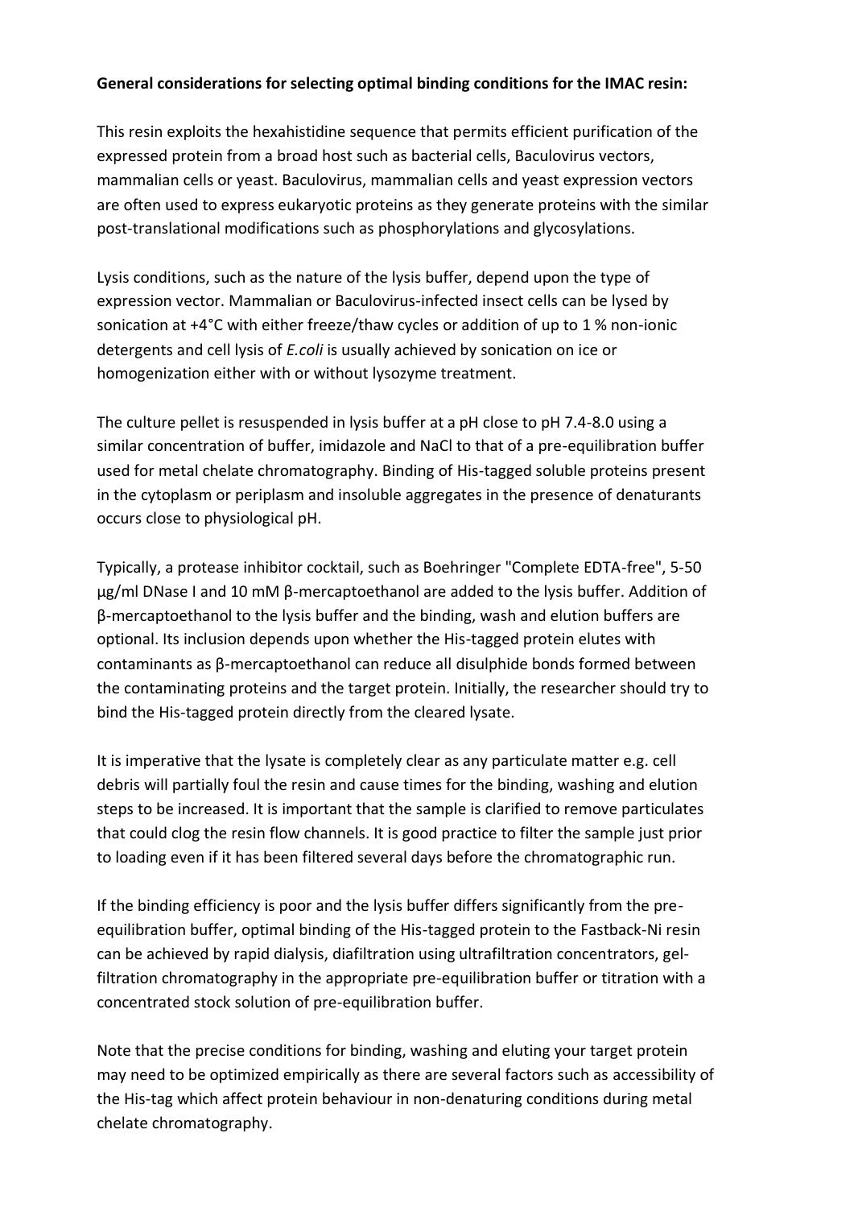**General considerations for selecting optimal binding conditions for the IMAC resin:**

This resin exploits the hexahistidine sequence that permits efficient purification of the expressed protein from a broad host such as bacterial cells, Baculovirus vectors, mammalian cells or yeast. Baculovirus, mammalian cells and yeast expression vectors are often used to express eukaryotic proteins as they generate proteins with the similar post-translational modifications such as phosphorylations and glycosylations.

Lysis conditions, such as the nature of the lysis buffer, depend upon the type of expression vector. Mammalian or Baculovirus-infected insect cells can be lysed by sonication at +4°C with either freeze/thaw cycles or addition of up to 1 % non-ionic detergents and cell lysis of *E.coli* is usually achieved by sonication on ice or homogenization either with or without lysozyme treatment.

The culture pellet is resuspended in lysis buffer at a pH close to pH 7.4-8.0 using a similar concentration of buffer, imidazole and NaCl to that of a pre-equilibration buffer used for metal chelate chromatography. Binding of His-tagged soluble proteins present in the cytoplasm or periplasm and insoluble aggregates in the presence of denaturants occurs close to physiological pH.

Typically, a protease inhibitor cocktail, such as Boehringer "Complete EDTA-free", 5-50 µg/ml DNase I and 10 mM β-mercaptoethanol are added to the lysis buffer. Addition of β-mercaptoethanol to the lysis buffer and the binding, wash and elution buffers are optional. Its inclusion depends upon whether the His-tagged protein elutes with contaminants as β-mercaptoethanol can reduce all disulphide bonds formed between the contaminating proteins and the target protein. Initially, the researcher should try to bind the His-tagged protein directly from the cleared lysate.

It is imperative that the lysate is completely clear as any particulate matter e.g. cell debris will partially foul the resin and cause times for the binding, washing and elution steps to be increased. It is important that the sample is clarified to remove particulates that could clog the resin flow channels. It is good practice to filter the sample just prior to loading even if it has been filtered several days before the chromatographic run.

If the binding efficiency is poor and the lysis buffer differs significantly from the pre-equilibration buffer, optimal binding of the His-tagged protein to the Fastback-Ni resin can be achieved by rapid dialysis, diafiltration using ultrafiltration concentrators, gel-filtration chromatography in the appropriate pre-equilibration buffer or titration with a concentrated stock solution of pre-equilibration buffer.

Note that the precise conditions for binding, washing and eluting your target protein may need to be optimized empirically as there are several factors such as accessibility of the His-tag which affect protein behaviour in non-denaturing conditions during metal chelate chromatography.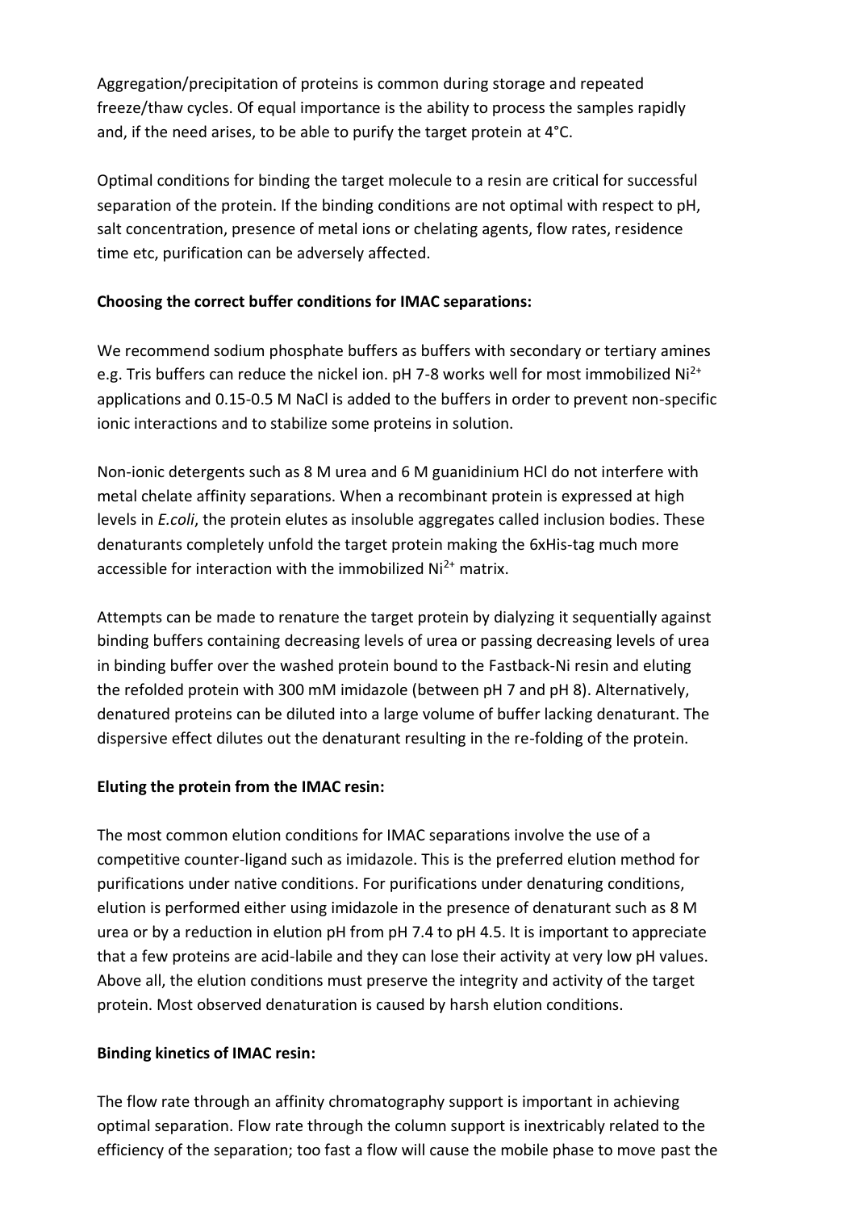Aggregation/precipitation of proteins is common during storage and repeated freeze/thaw cycles. Of equal importance is the ability to process the samples rapidly and, if the need arises, to be able to purify the target protein at 4°C.

Optimal conditions for binding the target molecule to a resin are critical for successful separation of the protein. If the binding conditions are not optimal with respect to pH, salt concentration, presence of metal ions or chelating agents, flow rates, residence time etc, purification can be adversely affected.

**Choosing the correct buffer conditions for IMAC separations:**

We recommend sodium phosphate buffers as buffers with secondary or tertiary amines e.g. Tris buffers can reduce the nickel ion. pH 7-8 works well for most immobilized $Ni^{2+}$ applications and 0.15-0.5 M NaCl is added to the buffers in order to prevent non-specific ionic interactions and to stabilize some proteins in solution.

Non-ionic detergents such as 8 M urea and 6 M guanidinium HCl do not interfere with metal chelate affinity separations. When a recombinant protein is expressed at high levels in *E.coli*, the protein elutes as insoluble aggregates called inclusion bodies. These denaturants completely unfold the target protein making the 6xHis-tag much more accessible for interaction with the immobilized $Ni^{2+}$ matrix.

Attempts can be made to renature the target protein by dialyzing it sequentially against binding buffers containing decreasing levels of urea or passing decreasing levels of urea in binding buffer over the washed protein bound to the Fastback-Ni resin and eluting the refolded protein with 300 mM imidazole (between pH 7 and pH 8). Alternatively, denatured proteins can be diluted into a large volume of buffer lacking denaturant. The dispersive effect dilutes out the denaturant resulting in the re-folding of the protein.

**Eluting the protein from the IMAC resin:**

The most common elution conditions for IMAC separations involve the use of a competitive counter-ligand such as imidazole. This is the preferred elution method for purifications under native conditions. For purifications under denaturing conditions, elution is performed either using imidazole in the presence of denaturant such as 8 M urea or by a reduction in elution pH from pH 7.4 to pH 4.5. It is important to appreciate that a few proteins are acid-labile and they can lose their activity at very low pH values. Above all, the elution conditions must preserve the integrity and activity of the target protein. Most observed denaturation is caused by harsh elution conditions.

**Binding kinetics of IMAC resin:**

The flow rate through an affinity chromatography support is important in achieving optimal separation. Flow rate through the column support is inextricably related to the efficiency of the separation; too fast a flow will cause the mobile phase to move past the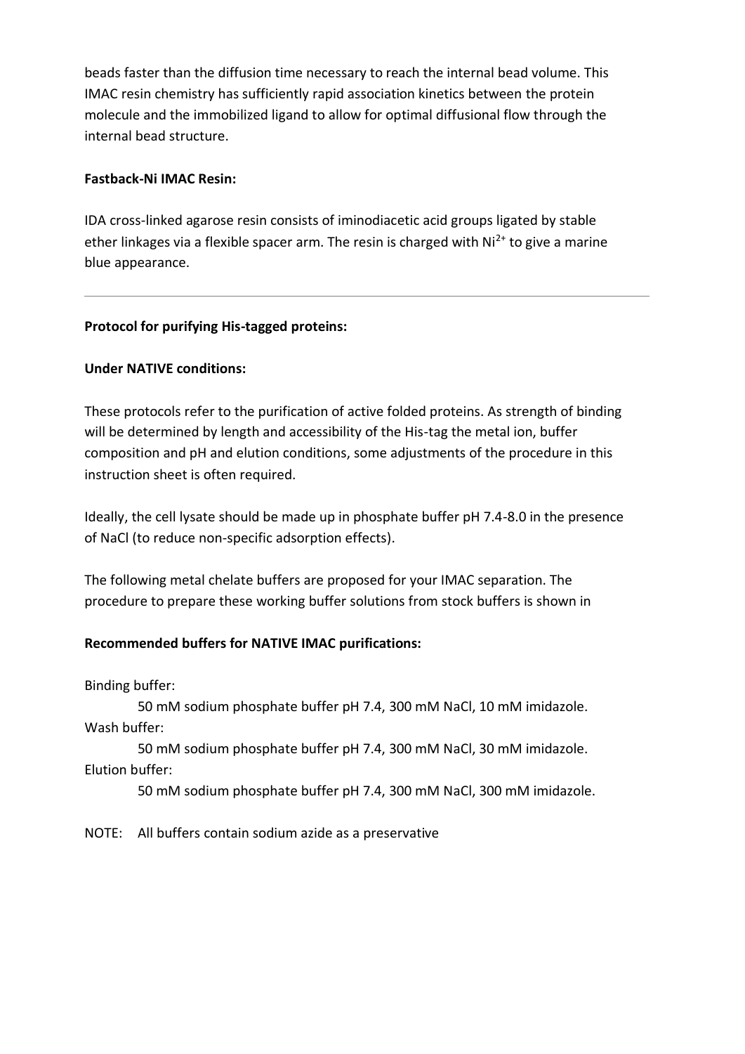beads faster than the diffusion time necessary to reach the internal bead volume. This IMAC resin chemistry has sufficiently rapid association kinetics between the protein molecule and the immobilized ligand to allow for optimal diffusional flow through the internal bead structure.

**Fastback-Ni IMAC Resin:**

IDA cross-linked agarose resin consists of iminodiacetic acid groups ligated by stable ether linkages via a flexible spacer arm. The resin is charged with $Ni^{2+}$ to give a marine blue appearance.

---

**Protocol for purifying His-tagged proteins:**

**Under NATIVE conditions:**

These protocols refer to the purification of active folded proteins. As strength of binding will be determined by length and accessibility of the His-tag the metal ion, buffer composition and pH and elution conditions, some adjustments of the procedure in this instruction sheet is often required.

Ideally, the cell lysate should be made up in phosphate buffer pH 7.4-8.0 in the presence of NaCl (to reduce non-specific adsorption effects).

The following metal chelate buffers are proposed for your IMAC separation. The procedure to prepare these working buffer solutions from stock buffers is shown in

**Recommended buffers for NATIVE IMAC purifications:**

Binding buffer:

50 mM sodium phosphate buffer pH 7.4, 300 mM NaCl, 10 mM imidazole.

Wash buffer:

50 mM sodium phosphate buffer pH 7.4, 300 mM NaCl, 30 mM imidazole.

Elution buffer:

50 mM sodium phosphate buffer pH 7.4, 300 mM NaCl, 300 mM imidazole.

NOTE: All buffers contain sodium azide as a preservative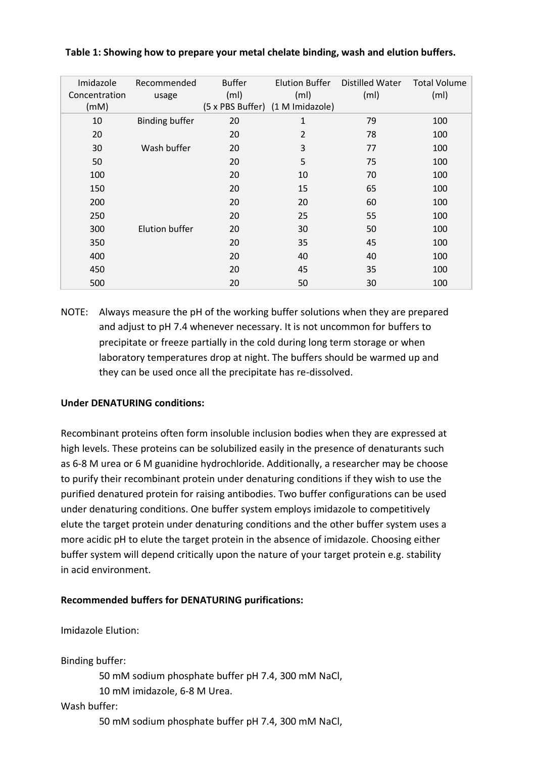**Table 1: Showing how to prepare your metal chelate binding, wash and elution buffers.**

| Imidazole Concentration (mM) | Recommended usage | Buffer (ml) (5 x PBS Buffer) | Elution Buffer (ml) (1 M Imidazole) | Distilled Water (ml) | Total Volume (ml) |
|---|---|---|---|---|---|
| 10 | Binding buffer | 20 | 1 | 79 | 100 |
| 20 | | 20 | 2 | 78 | 100 |
| 30 | Wash buffer | 20 | 3 | 77 | 100 |
| 50 | | 20 | 5 | 75 | 100 |
| 100 | | 20 | 10 | 70 | 100 |
| 150 | | 20 | 15 | 65 | 100 |
| 200 | | 20 | 20 | 60 | 100 |
| 250 | | 20 | 25 | 55 | 100 |
| 300 | Elution buffer | 20 | 30 | 50 | 100 |
| 350 | | 20 | 35 | 45 | 100 |
| 400 | | 20 | 40 | 40 | 100 |
| 450 | | 20 | 45 | 35 | 100 |
| 500 | | 20 | 50 | 30 | 100 |

NOTE: Always measure the pH of the working buffer solutions when they are prepared and adjust to pH 7.4 whenever necessary. It is not uncommon for buffers to precipitate or freeze partially in the cold during long term storage or when laboratory temperatures drop at night. The buffers should be warmed up and they can be used once all the precipitate has re-dissolved.

**Under DENATURING conditions:**

Recombinant proteins often form insoluble inclusion bodies when they are expressed at high levels. These proteins can be solubilized easily in the presence of denaturants such as 6-8 M urea or 6 M guanidine hydrochloride. Additionally, a researcher may be choose to purify their recombinant protein under denaturing conditions if they wish to use the purified denatured protein for raising antibodies. Two buffer configurations can be used under denaturing conditions. One buffer system employs imidazole to competitively elute the target protein under denaturing conditions and the other buffer system uses a more acidic pH to elute the target protein in the absence of imidazole. Choosing either buffer system will depend critically upon the nature of your target protein e.g. stability in acid environment.

**Recommended buffers for DENATURING purifications:**

Imidazole Elution:

Binding buffer:

50 mM sodium phosphate buffer pH 7.4, 300 mM NaCl,
10 mM imidazole, 6-8 M Urea.

Wash buffer:

50 mM sodium phosphate buffer pH 7.4, 300 mM NaCl,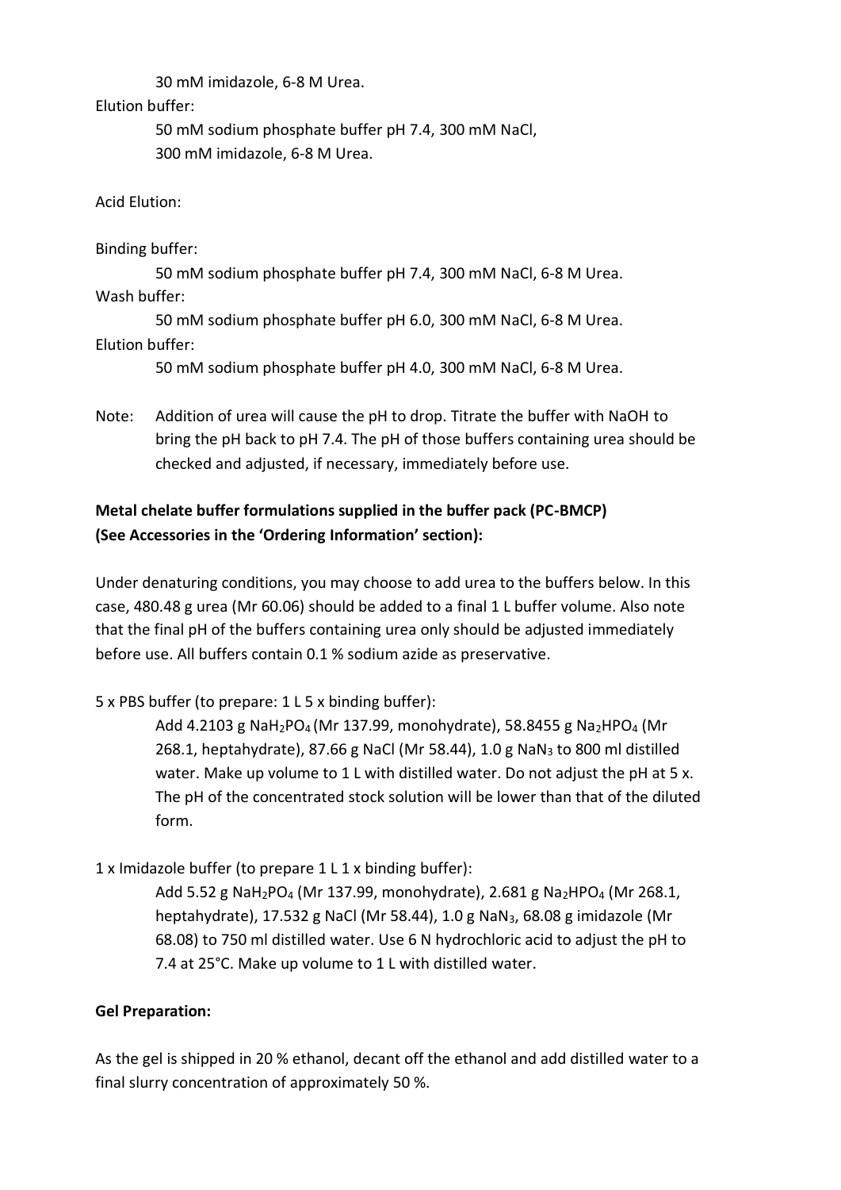30 mM imidazole, 6-8 M Urea.

Elution buffer:

50 mM sodium phosphate buffer pH 7.4, 300 mM NaCl,
300 mM imidazole, 6-8 M Urea.

Acid Elution:

Binding buffer:

50 mM sodium phosphate buffer pH 7.4, 300 mM NaCl, 6-8 M Urea.

Wash buffer:

50 mM sodium phosphate buffer pH 6.0, 300 mM NaCl, 6-8 M Urea.

Elution buffer:

50 mM sodium phosphate buffer pH 4.0, 300 mM NaCl, 6-8 M Urea.

Note: Addition of urea will cause the pH to drop. Titrate the buffer with NaOH to bring the pH back to pH 7.4. The pH of those buffers containing urea should be checked and adjusted, if necessary, immediately before use.

**Metal chelate buffer formulations supplied in the buffer pack (PC-BMCP) (See Accessories in the 'Ordering Information' section):**

Under denaturing conditions, you may choose to add urea to the buffers below. In this case, 480.48 g urea (Mr 60.06) should be added to a final 1 L buffer volume. Also note that the final pH of the buffers containing urea only should be adjusted immediately before use. All buffers contain 0.1 % sodium azide as preservative.

5 x PBS buffer (to prepare: 1 L 5 x binding buffer):

Add 4.2103 g $NaH_2PO_4$ (Mr 137.99, monohydrate), 58.8455 g $Na_2HPO_4$ (Mr 268.1, heptahydrate), 87.66 g NaCl (Mr 58.44), 1.0 g $NaN_3$ to 800 ml distilled water. Make up volume to 1 L with distilled water. Do not adjust the pH at 5 x. The pH of the concentrated stock solution will be lower than that of the diluted form.

1 x Imidazole buffer (to prepare 1 L 1 x binding buffer):

Add 5.52 g $NaH_2PO_4$ (Mr 137.99, monohydrate), 2.681 g $Na_2HPO_4$ (Mr 268.1, heptahydrate), 17.532 g NaCl (Mr 58.44), 1.0 g $NaN_3$, 68.08 g imidazole (Mr 68.08) to 750 ml distilled water. Use 6 N hydrochloric acid to adjust the pH to 7.4 at 25°C. Make up volume to 1 L with distilled water.

**Gel Preparation:**

As the gel is shipped in 20 % ethanol, decant off the ethanol and add distilled water to a final slurry concentration of approximately 50 %.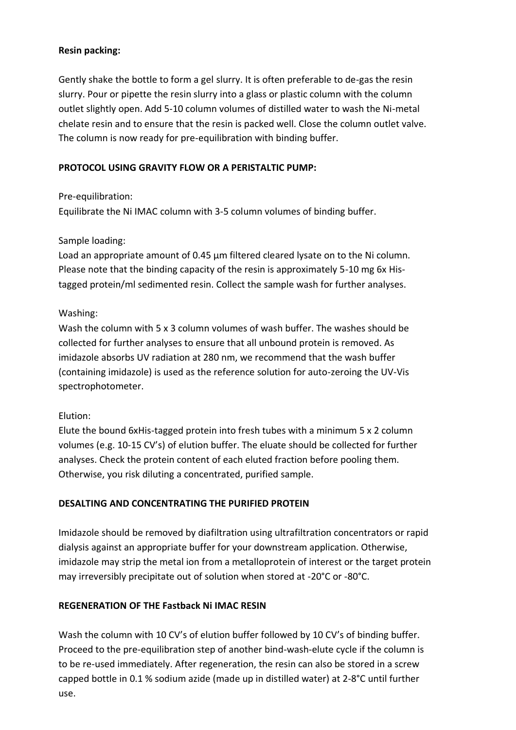**Resin packing:**

Gently shake the bottle to form a gel slurry. It is often preferable to de-gas the resin slurry. Pour or pipette the resin slurry into a glass or plastic column with the column outlet slightly open. Add 5-10 column volumes of distilled water to wash the Ni-metal chelate resin and to ensure that the resin is packed well. Close the column outlet valve. The column is now ready for pre-equilibration with binding buffer.

**PROTOCOL USING GRAVITY FLOW OR A PERISTALTIC PUMP:**

Pre-equilibration:
Equilibrate the Ni IMAC column with 3-5 column volumes of binding buffer.

Sample loading:
Load an appropriate amount of 0.45 µm filtered cleared lysate on to the Ni column. Please note that the binding capacity of the resin is approximately 5-10 mg 6x His-tagged protein/ml sedimented resin. Collect the sample wash for further analyses.

Washing:
Wash the column with 5 x 3 column volumes of wash buffer. The washes should be collected for further analyses to ensure that all unbound protein is removed. As imidazole absorbs UV radiation at 280 nm, we recommend that the wash buffer (containing imidazole) is used as the reference solution for auto-zeroing the UV-Vis spectrophotometer.

Elution:
Elute the bound 6xHis-tagged protein into fresh tubes with a minimum 5 x 2 column volumes (e.g. 10-15 CV's) of elution buffer. The eluate should be collected for further analyses. Check the protein content of each eluted fraction before pooling them. Otherwise, you risk diluting a concentrated, purified sample.

**DESALTING AND CONCENTRATING THE PURIFIED PROTEIN**

Imidazole should be removed by diafiltration using ultrafiltration concentrators or rapid dialysis against an appropriate buffer for your downstream application. Otherwise, imidazole may strip the metal ion from a metalloprotein of interest or the target protein may irreversibly precipitate out of solution when stored at -20°C or -80°C.

**REGENERATION OF THE Fastback Ni IMAC RESIN**

Wash the column with 10 CV's of elution buffer followed by 10 CV's of binding buffer. Proceed to the pre-equilibration step of another bind-wash-elute cycle if the column is to be re-used immediately. After regeneration, the resin can also be stored in a screw capped bottle in 0.1 % sodium azide (made up in distilled water) at 2-8°C until further use.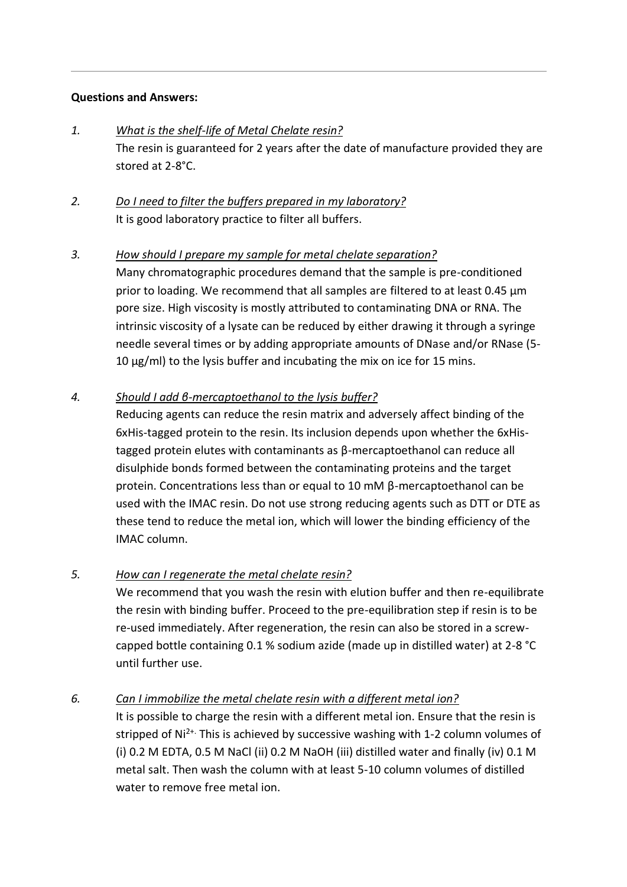**Questions and Answers:**

1. *What is the shelf-life of Metal Chelate resin?*
   The resin is guaranteed for 2 years after the date of manufacture provided they are stored at 2-8°C.

2. *Do I need to filter the buffers prepared in my laboratory?*
   It is good laboratory practice to filter all buffers.

3. *How should I prepare my sample for metal chelate separation?*
   Many chromatographic procedures demand that the sample is pre-conditioned prior to loading. We recommend that all samples are filtered to at least 0.45 µm pore size. High viscosity is mostly attributed to contaminating DNA or RNA. The intrinsic viscosity of a lysate can be reduced by either drawing it through a syringe needle several times or by adding appropriate amounts of DNase and/or RNase (5-10 µg/ml) to the lysis buffer and incubating the mix on ice for 15 mins.

4. *Should I add β-mercaptoethanol to the lysis buffer?*
   Reducing agents can reduce the resin matrix and adversely affect binding of the 6xHis-tagged protein to the resin. Its inclusion depends upon whether the 6xHis-tagged protein elutes with contaminants as β-mercaptoethanol can reduce all disulphide bonds formed between the contaminating proteins and the target protein. Concentrations less than or equal to 10 mM β-mercaptoethanol can be used with the IMAC resin. Do not use strong reducing agents such as DTT or DTE as these tend to reduce the metal ion, which will lower the binding efficiency of the IMAC column.

5. *How can I regenerate the metal chelate resin?*
   We recommend that you wash the resin with elution buffer and then re-equilibrate the resin with binding buffer. Proceed to the pre-equilibration step if resin is to be re-used immediately. After regeneration, the resin can also be stored in a screw-capped bottle containing 0.1 % sodium azide (made up in distilled water) at 2-8 °C until further use.

6. *Can I immobilize the metal chelate resin with a different metal ion?*
   It is possible to charge the resin with a different metal ion. Ensure that the resin is stripped of $Ni^{2+}$. This is achieved by successive washing with 1-2 column volumes of (i) 0.2 M EDTA, 0.5 M NaCl (ii) 0.2 M NaOH (iii) distilled water and finally (iv) 0.1 M metal salt. Then wash the column with at least 5-10 column volumes of distilled water to remove free metal ion.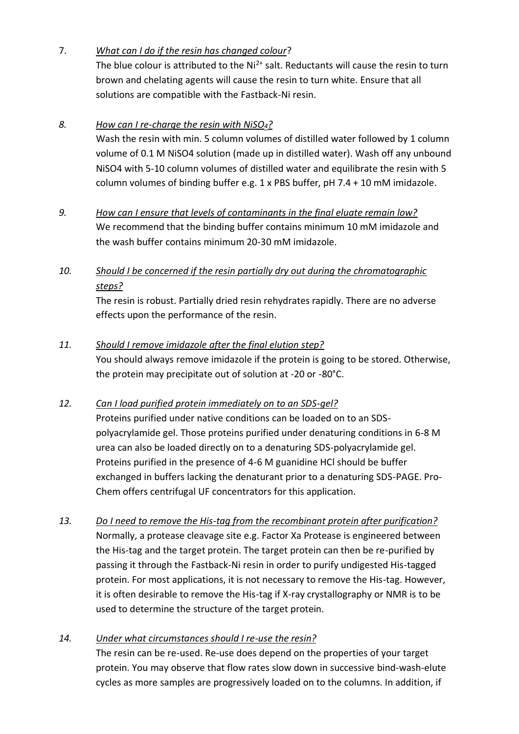7. *What can I do if the resin has changed colour*?

   The blue colour is attributed to the $Ni^{2+}$ salt. Reductants will cause the resin to turn brown and chelating agents will cause the resin to turn white. Ensure that all solutions are compatible with the Fastback-Ni resin.

8. *How can I re-charge the resin with $NiSO_4$?*

   Wash the resin with min. 5 column volumes of distilled water followed by 1 column volume of 0.1 M NiSO4 solution (made up in distilled water). Wash off any unbound NiSO4 with 5-10 column volumes of distilled water and equilibrate the resin with 5 column volumes of binding buffer e.g. 1 x PBS buffer, pH 7.4 + 10 mM imidazole.

9. *How can I ensure that levels of contaminants in the final eluate remain low?*

   We recommend that the binding buffer contains minimum 10 mM imidazole and the wash buffer contains minimum 20-30 mM imidazole.

10. *Should I be concerned if the resin partially dry out during the chromatographic steps?*

    The resin is robust. Partially dried resin rehydrates rapidly. There are no adverse effects upon the performance of the resin.

11. *Should I remove imidazole after the final elution step?*

    You should always remove imidazole if the protein is going to be stored. Otherwise, the protein may precipitate out of solution at -20 or -80°C.

12. *Can I load purified protein immediately on to an SDS-gel?*

    Proteins purified under native conditions can be loaded on to an SDS-polyacrylamide gel. Those proteins purified under denaturing conditions in 6-8 M urea can also be loaded directly on to a denaturing SDS-polyacrylamide gel. Proteins purified in the presence of 4-6 M guanidine HCl should be buffer exchanged in buffers lacking the denaturant prior to a denaturing SDS-PAGE. Pro-Chem offers centrifugal UF concentrators for this application.

13. *Do I need to remove the His-tag from the recombinant protein after purification?*

    Normally, a protease cleavage site e.g. Factor Xa Protease is engineered between the His-tag and the target protein. The target protein can then be re-purified by passing it through the Fastback-Ni resin in order to purify undigested His-tagged protein. For most applications, it is not necessary to remove the His-tag. However, it is often desirable to remove the His-tag if X-ray crystallography or NMR is to be used to determine the structure of the target protein.

14. *Under what circumstances should I re-use the resin?*

    The resin can be re-used. Re-use does depend on the properties of your target protein. You may observe that flow rates slow down in successive bind-wash-elute cycles as more samples are progressively loaded on to the columns. In addition, if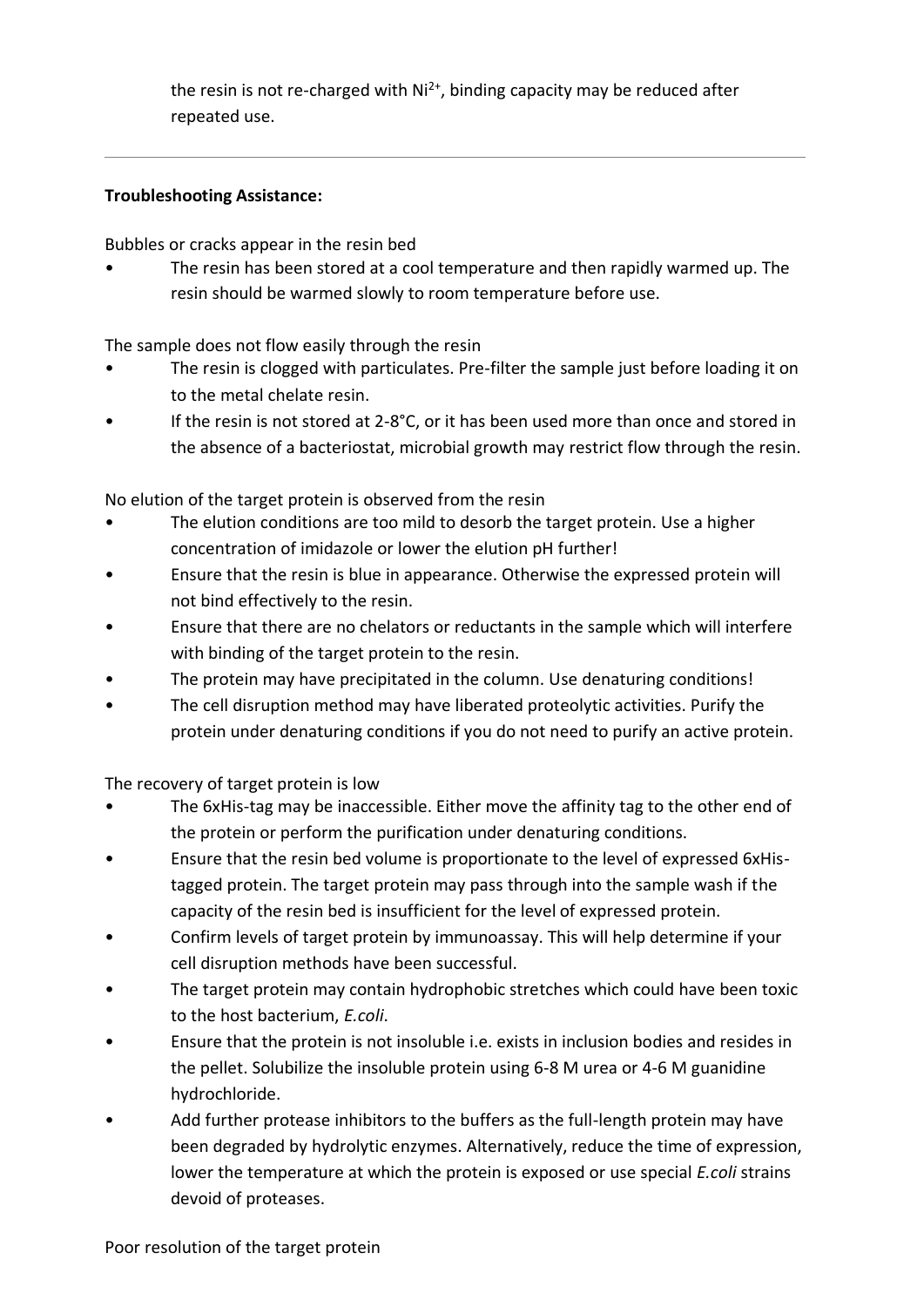the resin is not re-charged with $Ni^{2+}$, binding capacity may be reduced after repeated use.

---

**Troubleshooting Assistance:**

Bubbles or cracks appear in the resin bed

- The resin has been stored at a cool temperature and then rapidly warmed up. The resin should be warmed slowly to room temperature before use.

The sample does not flow easily through the resin

- The resin is clogged with particulates. Pre-filter the sample just before loading it on to the metal chelate resin.
- If the resin is not stored at 2-8°C, or it has been used more than once and stored in the absence of a bacteriostat, microbial growth may restrict flow through the resin.

No elution of the target protein is observed from the resin

- The elution conditions are too mild to desorb the target protein. Use a higher concentration of imidazole or lower the elution pH further!
- Ensure that the resin is blue in appearance. Otherwise the expressed protein will not bind effectively to the resin.
- Ensure that there are no chelators or reductants in the sample which will interfere with binding of the target protein to the resin.
- The protein may have precipitated in the column. Use denaturing conditions!
- The cell disruption method may have liberated proteolytic activities. Purify the protein under denaturing conditions if you do not need to purify an active protein.

The recovery of target protein is low

- The 6xHis-tag may be inaccessible. Either move the affinity tag to the other end of the protein or perform the purification under denaturing conditions.
- Ensure that the resin bed volume is proportionate to the level of expressed 6xHis-tagged protein. The target protein may pass through into the sample wash if the capacity of the resin bed is insufficient for the level of expressed protein.
- Confirm levels of target protein by immunoassay. This will help determine if your cell disruption methods have been successful.
- The target protein may contain hydrophobic stretches which could have been toxic to the host bacterium, *E.coli*.
- Ensure that the protein is not insoluble i.e. exists in inclusion bodies and resides in the pellet. Solubilize the insoluble protein using 6-8 M urea or 4-6 M guanidine hydrochloride.
- Add further protease inhibitors to the buffers as the full-length protein may have been degraded by hydrolytic enzymes. Alternatively, reduce the time of expression, lower the temperature at which the protein is exposed or use special *E.coli* strains devoid of proteases.

Poor resolution of the target protein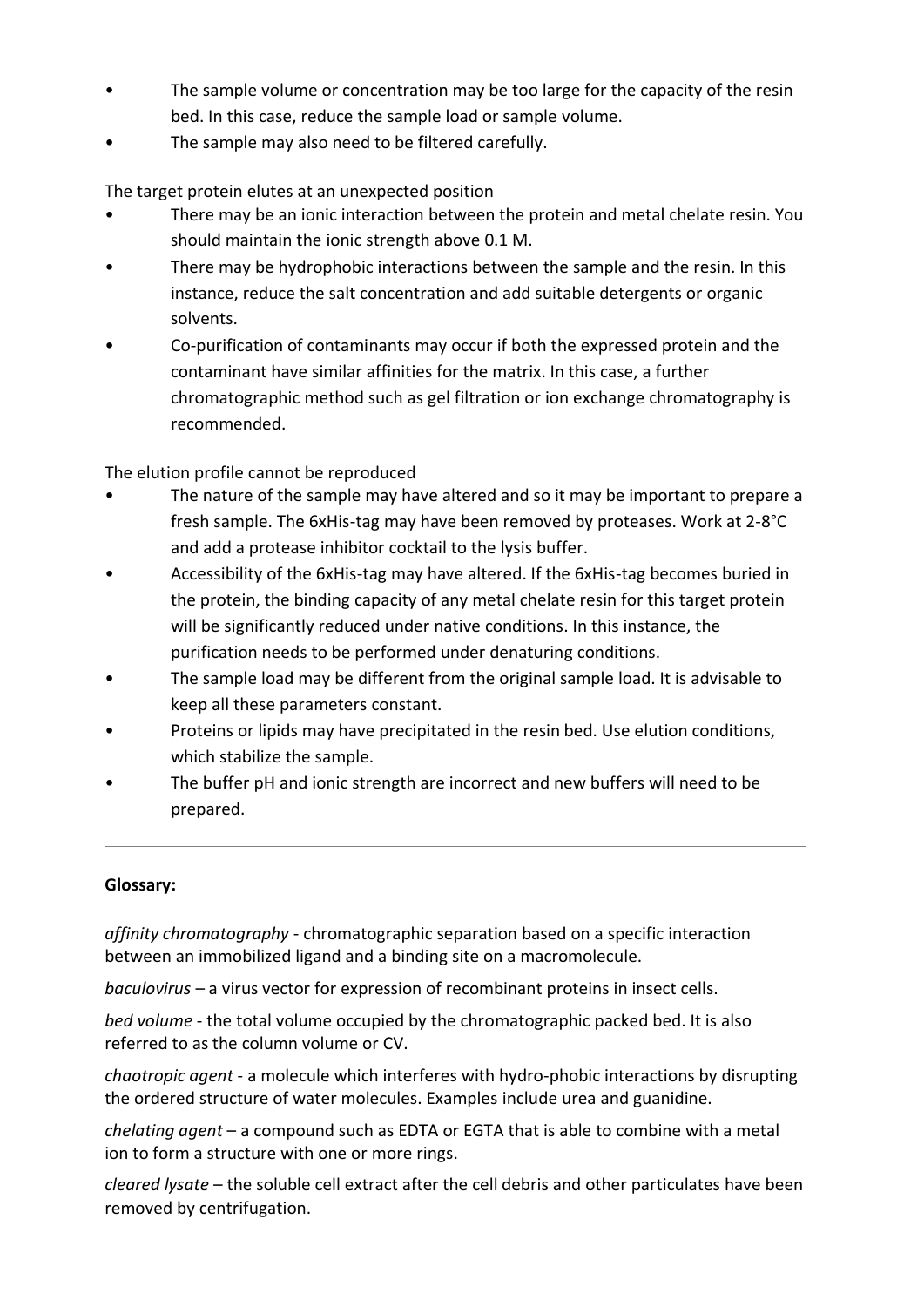- The sample volume or concentration may be too large for the capacity of the resin bed. In this case, reduce the sample load or sample volume.
- The sample may also need to be filtered carefully.

The target protein elutes at an unexpected position

- There may be an ionic interaction between the protein and metal chelate resin. You should maintain the ionic strength above 0.1 M.
- There may be hydrophobic interactions between the sample and the resin. In this instance, reduce the salt concentration and add suitable detergents or organic solvents.
- Co-purification of contaminants may occur if both the expressed protein and the contaminant have similar affinities for the matrix. In this case, a further chromatographic method such as gel filtration or ion exchange chromatography is recommended.

The elution profile cannot be reproduced

- The nature of the sample may have altered and so it may be important to prepare a fresh sample. The 6xHis-tag may have been removed by proteases. Work at 2-8°C and add a protease inhibitor cocktail to the lysis buffer.
- Accessibility of the 6xHis-tag may have altered. If the 6xHis-tag becomes buried in the protein, the binding capacity of any metal chelate resin for this target protein will be significantly reduced under native conditions. In this instance, the purification needs to be performed under denaturing conditions.
- The sample load may be different from the original sample load. It is advisable to keep all these parameters constant.
- Proteins or lipids may have precipitated in the resin bed. Use elution conditions, which stabilize the sample.
- The buffer pH and ionic strength are incorrect and new buffers will need to be prepared.

---

**Glossary:**

*affinity chromatography* - chromatographic separation based on a specific interaction between an immobilized ligand and a binding site on a macromolecule.

*baculovirus* – a virus vector for expression of recombinant proteins in insect cells.

*bed volume* - the total volume occupied by the chromatographic packed bed. It is also referred to as the column volume or CV.

*chaotropic agent* - a molecule which interferes with hydro-phobic interactions by disrupting the ordered structure of water molecules. Examples include urea and guanidine.

*chelating agent* – a compound such as EDTA or EGTA that is able to combine with a metal ion to form a structure with one or more rings.

*cleared lysate* – the soluble cell extract after the cell debris and other particulates have been removed by centrifugation.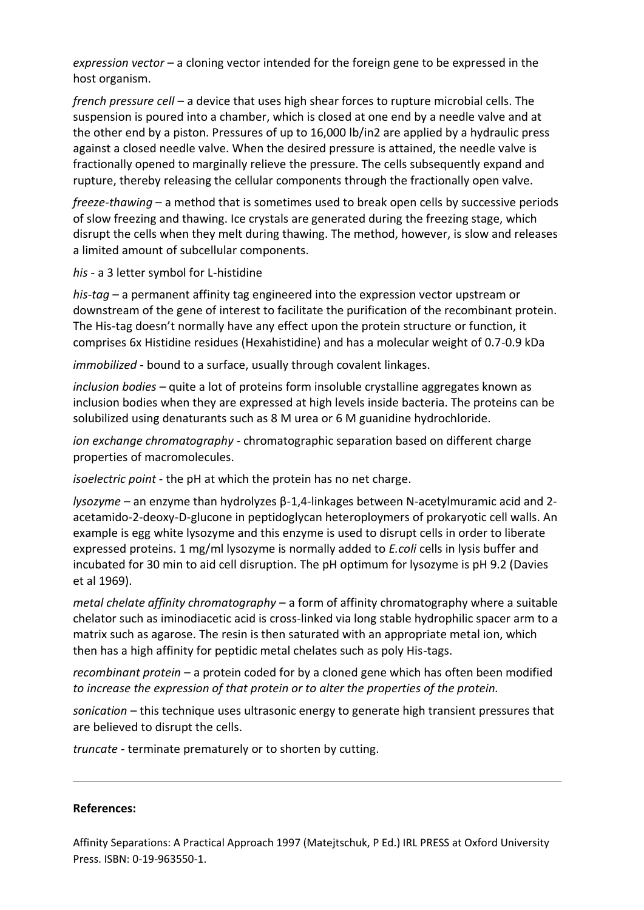*expression vector* – a cloning vector intended for the foreign gene to be expressed in the host organism.

*french pressure cell* – a device that uses high shear forces to rupture microbial cells. The suspension is poured into a chamber, which is closed at one end by a needle valve and at the other end by a piston. Pressures of up to 16,000 lb/in2 are applied by a hydraulic press against a closed needle valve. When the desired pressure is attained, the needle valve is fractionally opened to marginally relieve the pressure. The cells subsequently expand and rupture, thereby releasing the cellular components through the fractionally open valve.

*freeze-thawing* – a method that is sometimes used to break open cells by successive periods of slow freezing and thawing. Ice crystals are generated during the freezing stage, which disrupt the cells when they melt during thawing. The method, however, is slow and releases a limited amount of subcellular components.

*his* - a 3 letter symbol for L-histidine

*his-tag* – a permanent affinity tag engineered into the expression vector upstream or downstream of the gene of interest to facilitate the purification of the recombinant protein. The His-tag doesn't normally have any effect upon the protein structure or function, it comprises 6x Histidine residues (Hexahistidine) and has a molecular weight of 0.7-0.9 kDa

*immobilized* - bound to a surface, usually through covalent linkages.

*inclusion bodies* – quite a lot of proteins form insoluble crystalline aggregates known as inclusion bodies when they are expressed at high levels inside bacteria. The proteins can be solubilized using denaturants such as 8 M urea or 6 M guanidine hydrochloride.

*ion exchange chromatography* - chromatographic separation based on different charge properties of macromolecules.

*isoelectric point* - the pH at which the protein has no net charge.

*lysozyme* – an enzyme than hydrolyzes β-1,4-linkages between N-acetylmuramic acid and 2-acetamido-2-deoxy-D-glucone in peptidoglycan heteroploymers of prokaryotic cell walls. An example is egg white lysozyme and this enzyme is used to disrupt cells in order to liberate expressed proteins. 1 mg/ml lysozyme is normally added to *E.coli* cells in lysis buffer and incubated for 30 min to aid cell disruption. The pH optimum for lysozyme is pH 9.2 (Davies et al 1969).

*metal chelate affinity chromatography* – a form of affinity chromatography where a suitable chelator such as iminodiacetic acid is cross-linked via long stable hydrophilic spacer arm to a matrix such as agarose. The resin is then saturated with an appropriate metal ion, which then has a high affinity for peptidic metal chelates such as poly His-tags.

*recombinant protein* – a protein coded for by a cloned gene which has often been modified *to increase the expression of that protein or to alter the properties of the protein.*

*sonication* – this technique uses ultrasonic energy to generate high transient pressures that are believed to disrupt the cells.

*truncate* - terminate prematurely or to shorten by cutting.

---

**References:**

Affinity Separations: A Practical Approach 1997 (Matejtschuk, P Ed.) IRL PRESS at Oxford University Press. ISBN: 0-19-963550-1.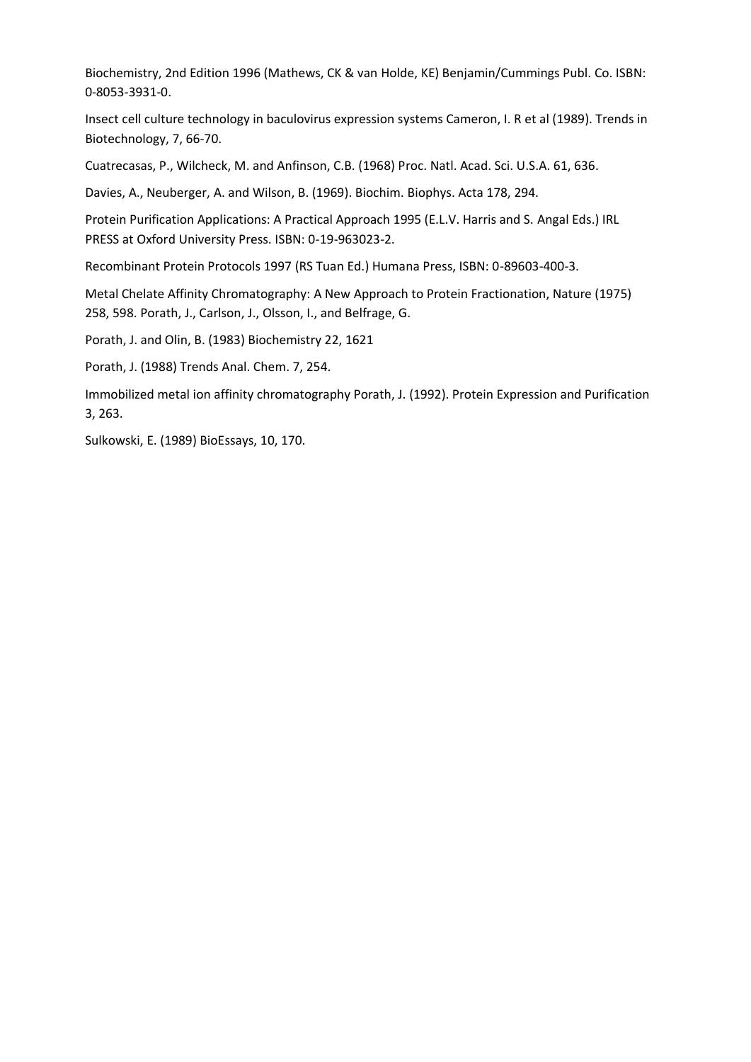Biochemistry, 2nd Edition 1996 (Mathews, CK & van Holde, KE) Benjamin/Cummings Publ. Co. ISBN: 0-8053-3931-0.

Insect cell culture technology in baculovirus expression systems Cameron, I. R et al (1989). Trends in Biotechnology, 7, 66-70.

Cuatrecasas, P., Wilcheck, M. and Anfinson, C.B. (1968) Proc. Natl. Acad. Sci. U.S.A. 61, 636.

Davies, A., Neuberger, A. and Wilson, B. (1969). Biochim. Biophys. Acta 178, 294.

Protein Purification Applications: A Practical Approach 1995 (E.L.V. Harris and S. Angal Eds.) IRL PRESS at Oxford University Press. ISBN: 0-19-963023-2.

Recombinant Protein Protocols 1997 (RS Tuan Ed.) Humana Press, ISBN: 0-89603-400-3.

Metal Chelate Affinity Chromatography: A New Approach to Protein Fractionation, Nature (1975) 258, 598. Porath, J., Carlson, J., Olsson, I., and Belfrage, G.

Porath, J. and Olin, B. (1983) Biochemistry 22, 1621

Porath, J. (1988) Trends Anal. Chem. 7, 254.

Immobilized metal ion affinity chromatography Porath, J. (1992). Protein Expression and Purification 3, 263.

Sulkowski, E. (1989) BioEssays, 10, 170.